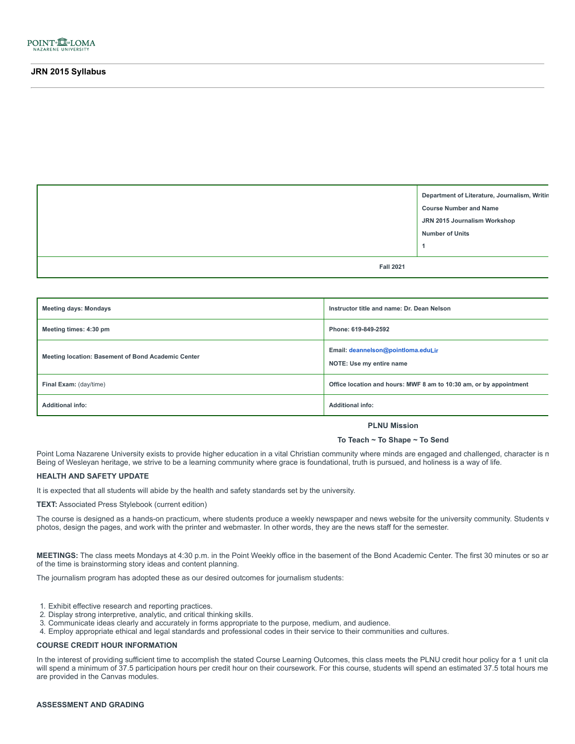POINT LOMA NAZARENE UNIVERSITY

## JRN 2015 Syllabus

| | Department of Literature, Journalism, Writin |
|---|---|
| | **Course Number and Name** |
| | **JRN 2015 Journalism Workshop** |
| | **Number of Units** |
| | **1** |
| **Fall 2021** | |

| | |
|---|---|
| **Meeting days: Mondays** | **Instructor title and name: Dr. Dean Nelson** |
| **Meeting times: 4:30 pm** | **Phone: 619-849-2592** |
| **Meeting location: Basement of Bond Academic Center** | **Email: deannelson@pointloma.eduLir**<br>**NOTE: Use my entire name** |
| **Final Exam:** (day/time) | **Office location and hours: MWF 8 am to 10:30 am, or by appointment** |
| **Additional info:** | **Additional info:** |

**PLNU Mission**

**To Teach ~ To Shape ~ To Send**

Point Loma Nazarene University exists to provide higher education in a vital Christian community where minds are engaged and challenged, character is n Being of Wesleyan heritage, we strive to be a learning community where grace is foundational, truth is pursued, and holiness is a way of life.

**HEALTH AND SAFETY UPDATE**

It is expected that all students will abide by the health and safety standards set by the university.

**TEXT:** Associated Press Stylebook (current edition)

The course is designed as a hands-on practicum, where students produce a weekly newspaper and news website for the university community. Students v photos, design the pages, and work with the printer and webmaster. In other words, they are the news staff for the semester.

**MEETINGS:** The class meets Mondays at 4:30 p.m. in the Point Weekly office in the basement of the Bond Academic Center. The first 30 minutes or so ar of the time is brainstorming story ideas and content planning.

The journalism program has adopted these as our desired outcomes for journalism students:

1. Exhibit effective research and reporting practices.
2. Display strong interpretive, analytic, and critical thinking skills.
3. Communicate ideas clearly and accurately in forms appropriate to the purpose, medium, and audience.
4. Employ appropriate ethical and legal standards and professional codes in their service to their communities and cultures.

**COURSE CREDIT HOUR INFORMATION**

In the interest of providing sufficient time to accomplish the stated Course Learning Outcomes, this class meets the PLNU credit hour policy for a 1 unit cla will spend a minimum of 37.5 participation hours per credit hour on their coursework. For this course, students will spend an estimated 37.5 total hours me are provided in the Canvas modules.

**ASSESSMENT AND GRADING**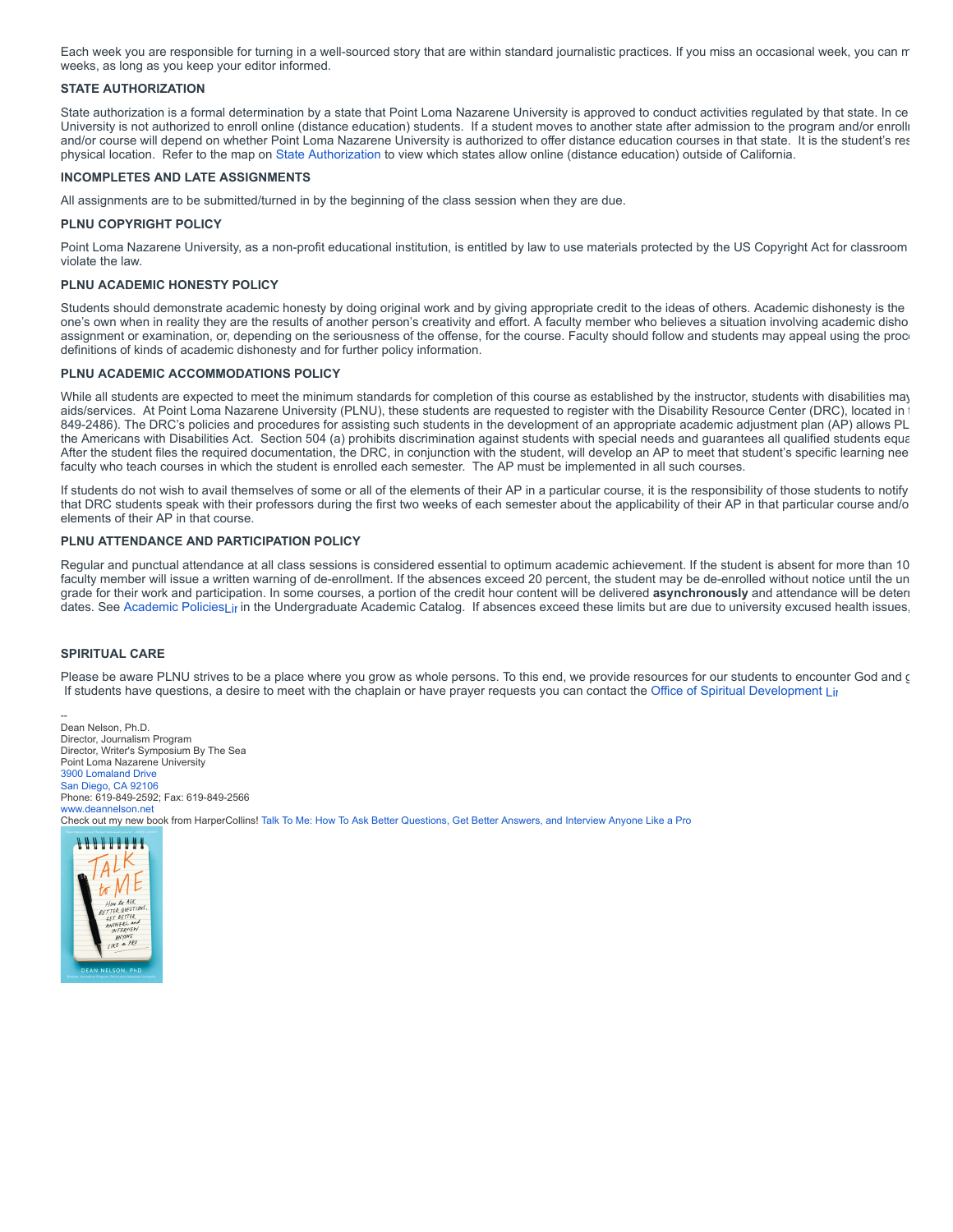Each week you are responsible for turning in a well-sourced story that are within standard journalistic practices. If you miss an occasional week, you can m weeks, as long as you keep your editor informed.

### STATE AUTHORIZATION

State authorization is a formal determination by a state that Point Loma Nazarene University is approved to conduct activities regulated by that state. In ce University is not authorized to enroll online (distance education) students. If a student moves to another state after admission to the program and/or enrolli and/or course will depend on whether Point Loma Nazarene University is authorized to offer distance education courses in that state. It is the student's res physical location. Refer to the map on State Authorization to view which states allow online (distance education) outside of California.

### INCOMPLETES AND LATE ASSIGNMENTS

All assignments are to be submitted/turned in by the beginning of the class session when they are due.

### PLNU COPYRIGHT POLICY

Point Loma Nazarene University, as a non-profit educational institution, is entitled by law to use materials protected by the US Copyright Act for classroom violate the law.

### PLNU ACADEMIC HONESTY POLICY

Students should demonstrate academic honesty by doing original work and by giving appropriate credit to the ideas of others. Academic dishonesty is the one's own when in reality they are the results of another person's creativity and effort. A faculty member who believes a situation involving academic disho assignment or examination, or, depending on the seriousness of the offense, for the course. Faculty should follow and students may appeal using the proc definitions of kinds of academic dishonesty and for further policy information.

### PLNU ACADEMIC ACCOMMODATIONS POLICY

While all students are expected to meet the minimum standards for completion of this course as established by the instructor, students with disabilities may aids/services. At Point Loma Nazarene University (PLNU), these students are requested to register with the Disability Resource Center (DRC), located in 849-2486). The DRC's policies and procedures for assisting such students in the development of an appropriate academic adjustment plan (AP) allows PL the Americans with Disabilities Act. Section 504 (a) prohibits discrimination against students with special needs and guarantees all qualified students equa After the student files the required documentation, the DRC, in conjunction with the student, will develop an AP to meet that student's specific learning nee faculty who teach courses in which the student is enrolled each semester. The AP must be implemented in all such courses.

If students do not wish to avail themselves of some or all of the elements of their AP in a particular course, it is the responsibility of those students to notify that DRC students speak with their professors during the first two weeks of each semester about the applicability of their AP in that particular course and/o elements of their AP in that course.

### PLNU ATTENDANCE AND PARTICIPATION POLICY

Regular and punctual attendance at all class sessions is considered essential to optimum academic achievement. If the student is absent for more than 10 faculty member will issue a written warning of de-enrollment. If the absences exceed 20 percent, the student may be de-enrolled without notice until the un grade for their work and participation. In some courses, a portion of the credit hour content will be delivered **asynchronously** and attendance will be deter dates. See Academic PoliciesLir in the Undergraduate Academic Catalog. If absences exceed these limits but are due to university excused health issues,

### SPIRITUAL CARE

Please be aware PLNU strives to be a place where you grow as whole persons. To this end, we provide resources for our students to encounter God and g If students have questions, a desire to meet with the chaplain or have prayer requests you can contact the Office of Spiritual Development Lir

--
Dean Nelson, Ph.D.
Director, Journalism Program
Director, Writer's Symposium By The Sea
Point Loma Nazarene University
3900 Lomaland Drive
San Diego, CA 92106
Phone: 619-849-2592; Fax: 619-849-2566
www.deannelson.net
Check out my new book from HarperCollins! Talk To Me: How To Ask Better Questions, Get Better Answers, and Interview Anyone Like a Pro